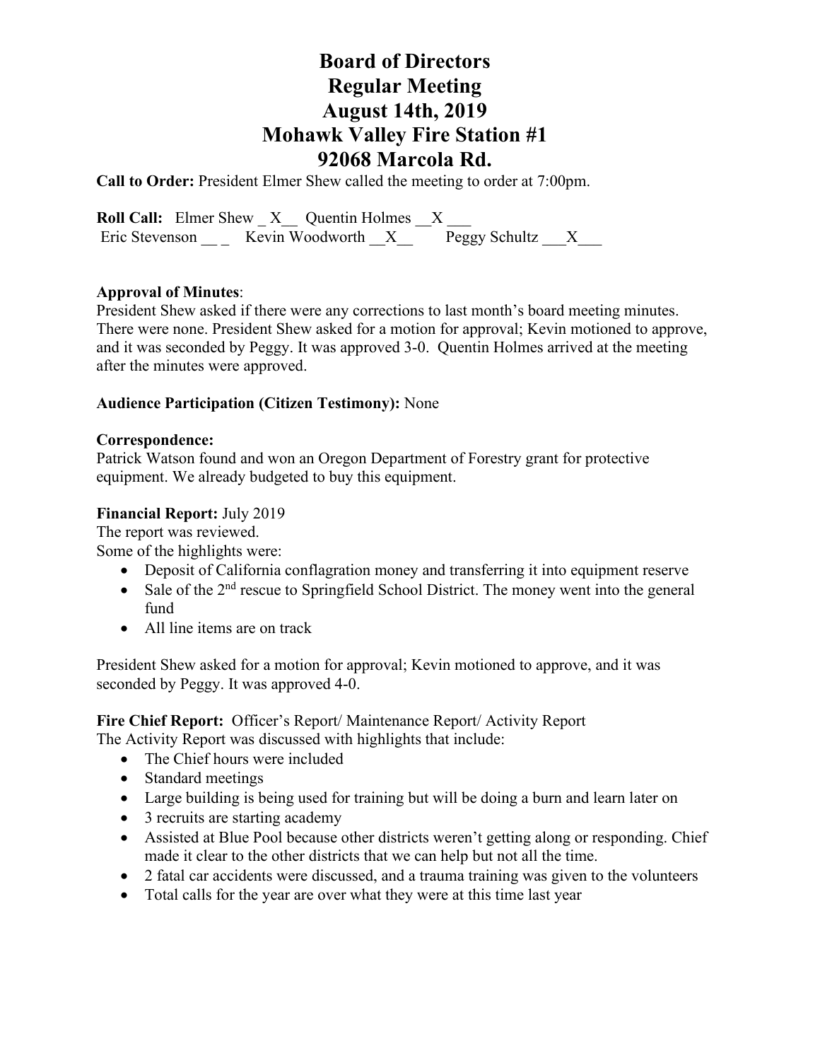# Board of Directors
# Regular Meeting
# August 14th, 2019
# Mohawk Valley Fire Station #1
# 92068 Marcola Rd.

**Call to Order:** President Elmer Shew called the meeting to order at 7:00pm.

**Roll Call:** Elmer Shew _ X__ Quentin Holmes __X ___
Eric Stevenson __ _ Kevin Woodworth __X__ Peggy Schultz ___X___

**Approval of Minutes**:
President Shew asked if there were any corrections to last month's board meeting minutes. There were none. President Shew asked for a motion for approval; Kevin motioned to approve, and it was seconded by Peggy. It was approved 3-0. Quentin Holmes arrived at the meeting after the minutes were approved.

**Audience Participation (Citizen Testimony):** None

**Correspondence:**
Patrick Watson found and won an Oregon Department of Forestry grant for protective equipment. We already budgeted to buy this equipment.

**Financial Report:** July 2019
The report was reviewed.
Some of the highlights were:

- Deposit of California conflagration money and transferring it into equipment reserve
- Sale of the 2nd rescue to Springfield School District. The money went into the general fund
- All line items are on track

President Shew asked for a motion for approval; Kevin motioned to approve, and it was seconded by Peggy. It was approved 4-0.

**Fire Chief Report:** Officer's Report/ Maintenance Report/ Activity Report
The Activity Report was discussed with highlights that include:

- The Chief hours were included
- Standard meetings
- Large building is being used for training but will be doing a burn and learn later on
- 3 recruits are starting academy
- Assisted at Blue Pool because other districts weren't getting along or responding. Chief made it clear to the other districts that we can help but not all the time.
- 2 fatal car accidents were discussed, and a trauma training was given to the volunteers
- Total calls for the year are over what they were at this time last year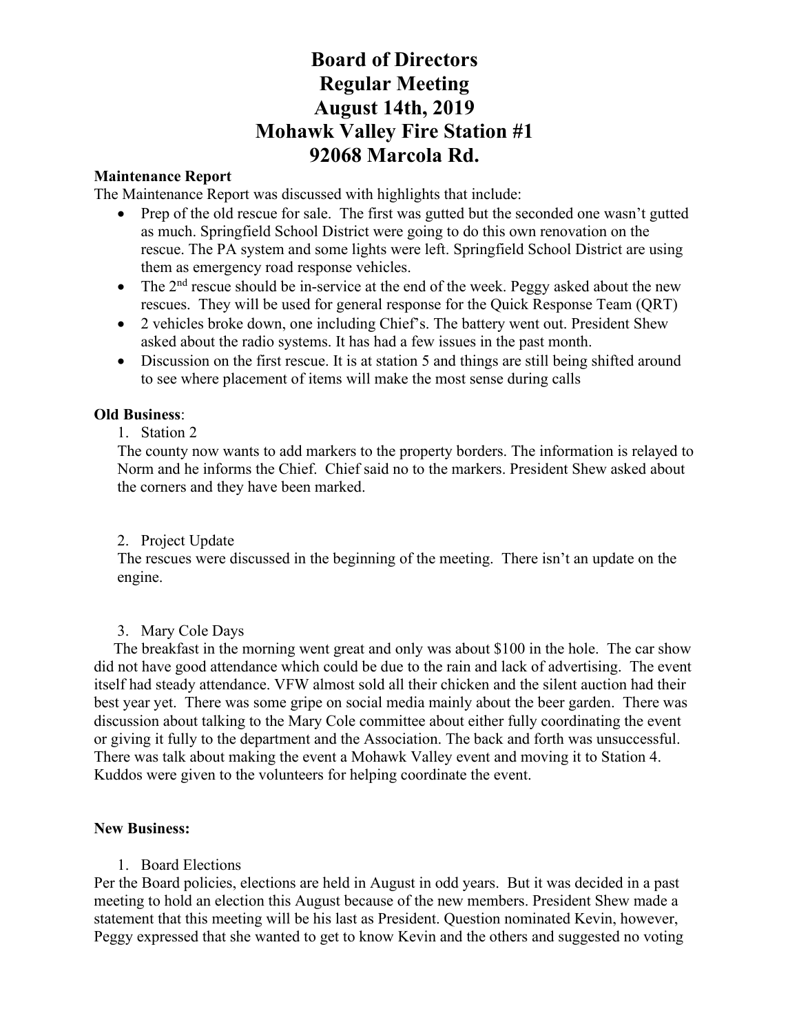# Board of Directors
# Regular Meeting
# August 14th, 2019
# Mohawk Valley Fire Station #1
# 92068 Marcola Rd.

**Maintenance Report**

The Maintenance Report was discussed with highlights that include:

- Prep of the old rescue for sale. The first was gutted but the seconded one wasn't gutted as much. Springfield School District were going to do this own renovation on the rescue. The PA system and some lights were left. Springfield School District are using them as emergency road response vehicles.
- The 2nd rescue should be in-service at the end of the week. Peggy asked about the new rescues. They will be used for general response for the Quick Response Team (QRT)
- 2 vehicles broke down, one including Chief's. The battery went out. President Shew asked about the radio systems. It has had a few issues in the past month.
- Discussion on the first rescue. It is at station 5 and things are still being shifted around to see where placement of items will make the most sense during calls

**Old Business**:

1. Station 2

The county now wants to add markers to the property borders. The information is relayed to Norm and he informs the Chief. Chief said no to the markers. President Shew asked about the corners and they have been marked.

2. Project Update

The rescues were discussed in the beginning of the meeting. There isn't an update on the engine.

3. Mary Cole Days

The breakfast in the morning went great and only was about $100 in the hole. The car show did not have good attendance which could be due to the rain and lack of advertising. The event itself had steady attendance. VFW almost sold all their chicken and the silent auction had their best year yet. There was some gripe on social media mainly about the beer garden. There was discussion about talking to the Mary Cole committee about either fully coordinating the event or giving it fully to the department and the Association. The back and forth was unsuccessful. There was talk about making the event a Mohawk Valley event and moving it to Station 4. Kuddos were given to the volunteers for helping coordinate the event.

**New Business:**

1. Board Elections

Per the Board policies, elections are held in August in odd years. But it was decided in a past meeting to hold an election this August because of the new members. President Shew made a statement that this meeting will be his last as President. Question nominated Kevin, however, Peggy expressed that she wanted to get to know Kevin and the others and suggested no voting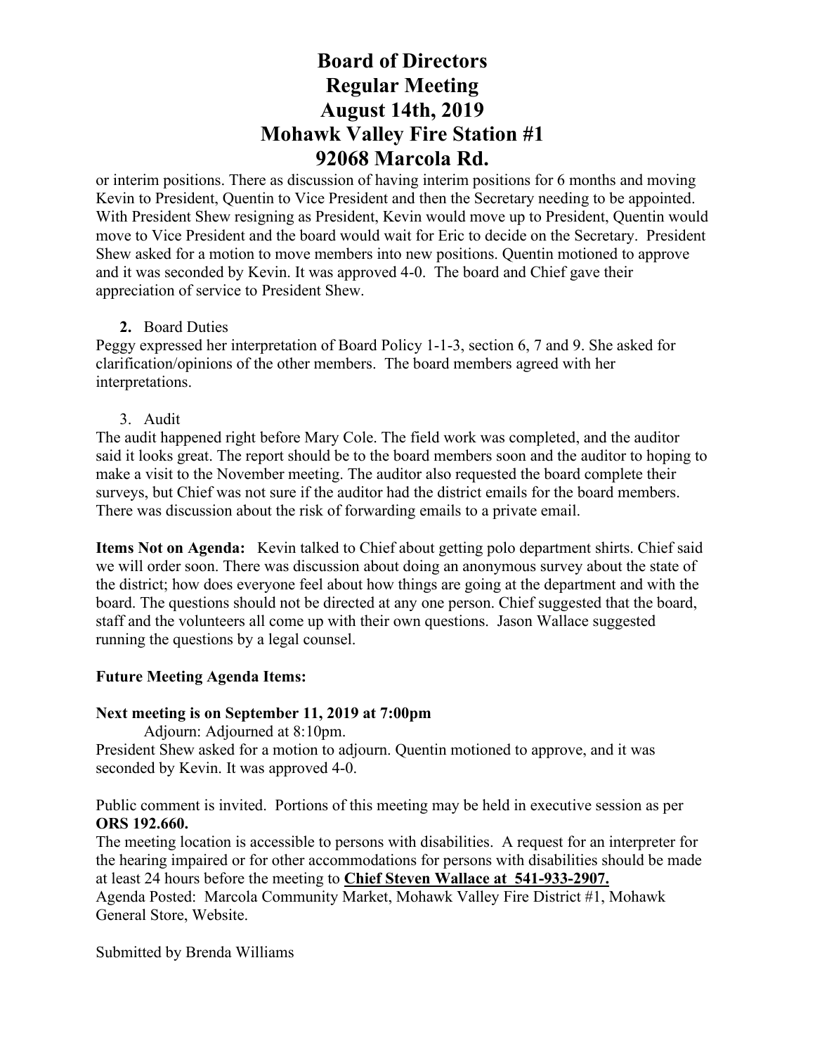# Board of Directors
# Regular Meeting
# August 14th, 2019
# Mohawk Valley Fire Station #1
# 92068 Marcola Rd.

or interim positions. There as discussion of having interim positions for 6 months and moving Kevin to President, Quentin to Vice President and then the Secretary needing to be appointed. With President Shew resigning as President, Kevin would move up to President, Quentin would move to Vice President and the board would wait for Eric to decide on the Secretary. President Shew asked for a motion to move members into new positions. Quentin motioned to approve and it was seconded by Kevin. It was approved 4-0. The board and Chief gave their appreciation of service to President Shew.

**2.** Board Duties

Peggy expressed her interpretation of Board Policy 1-1-3, section 6, 7 and 9. She asked for clarification/opinions of the other members. The board members agreed with her interpretations.

3. Audit

The audit happened right before Mary Cole. The field work was completed, and the auditor said it looks great. The report should be to the board members soon and the auditor to hoping to make a visit to the November meeting. The auditor also requested the board complete their surveys, but Chief was not sure if the auditor had the district emails for the board members. There was discussion about the risk of forwarding emails to a private email.

**Items Not on Agenda:** Kevin talked to Chief about getting polo department shirts. Chief said we will order soon. There was discussion about doing an anonymous survey about the state of the district; how does everyone feel about how things are going at the department and with the board. The questions should not be directed at any one person. Chief suggested that the board, staff and the volunteers all come up with their own questions. Jason Wallace suggested running the questions by a legal counsel.

**Future Meeting Agenda Items:**

**Next meeting is on September 11, 2019 at 7:00pm**

Adjourn: Adjourned at 8:10pm.

President Shew asked for a motion to adjourn. Quentin motioned to approve, and it was seconded by Kevin. It was approved 4-0.

Public comment is invited. Portions of this meeting may be held in executive session as per **ORS 192.660.**

The meeting location is accessible to persons with disabilities. A request for an interpreter for the hearing impaired or for other accommodations for persons with disabilities should be made at least 24 hours before the meeting to **Chief Steven Wallace at 541-933-2907.**

Agenda Posted: Marcola Community Market, Mohawk Valley Fire District #1, Mohawk General Store, Website.

Submitted by Brenda Williams